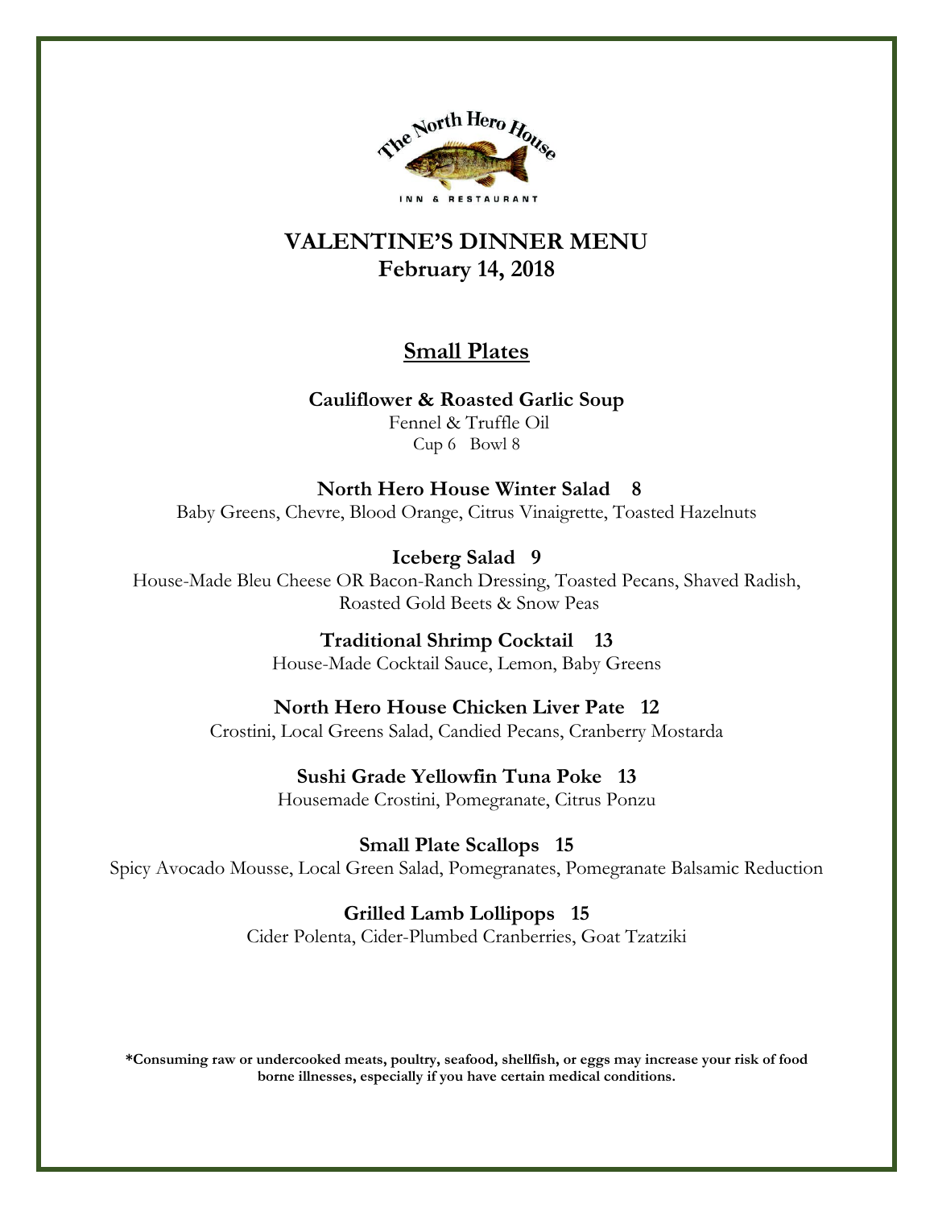The North Hero House

INN & RESTAURANT

# VALENTINE'S DINNER MENU
## February 14, 2018

## Small Plates

**Cauliflower & Roasted Garlic Soup**
Fennel & Truffle Oil
Cup 6 Bowl 8

**North Hero House Winter Salad 8**
Baby Greens, Chevre, Blood Orange, Citrus Vinaigrette, Toasted Hazelnuts

**Iceberg Salad 9**
House-Made Bleu Cheese OR Bacon-Ranch Dressing, Toasted Pecans, Shaved Radish, Roasted Gold Beets & Snow Peas

**Traditional Shrimp Cocktail 13**
House-Made Cocktail Sauce, Lemon, Baby Greens

**North Hero House Chicken Liver Pate 12**
Crostini, Local Greens Salad, Candied Pecans, Cranberry Mostarda

**Sushi Grade Yellowfin Tuna Poke 13**
Housemade Crostini, Pomegranate, Citrus Ponzu

**Small Plate Scallops 15**
Spicy Avocado Mousse, Local Green Salad, Pomegranates, Pomegranate Balsamic Reduction

**Grilled Lamb Lollipops 15**
Cider Polenta, Cider-Plumbed Cranberries, Goat Tzatziki

**\*Consuming raw or undercooked meats, poultry, seafood, shellfish, or eggs may increase your risk of food borne illnesses, especially if you have certain medical conditions.**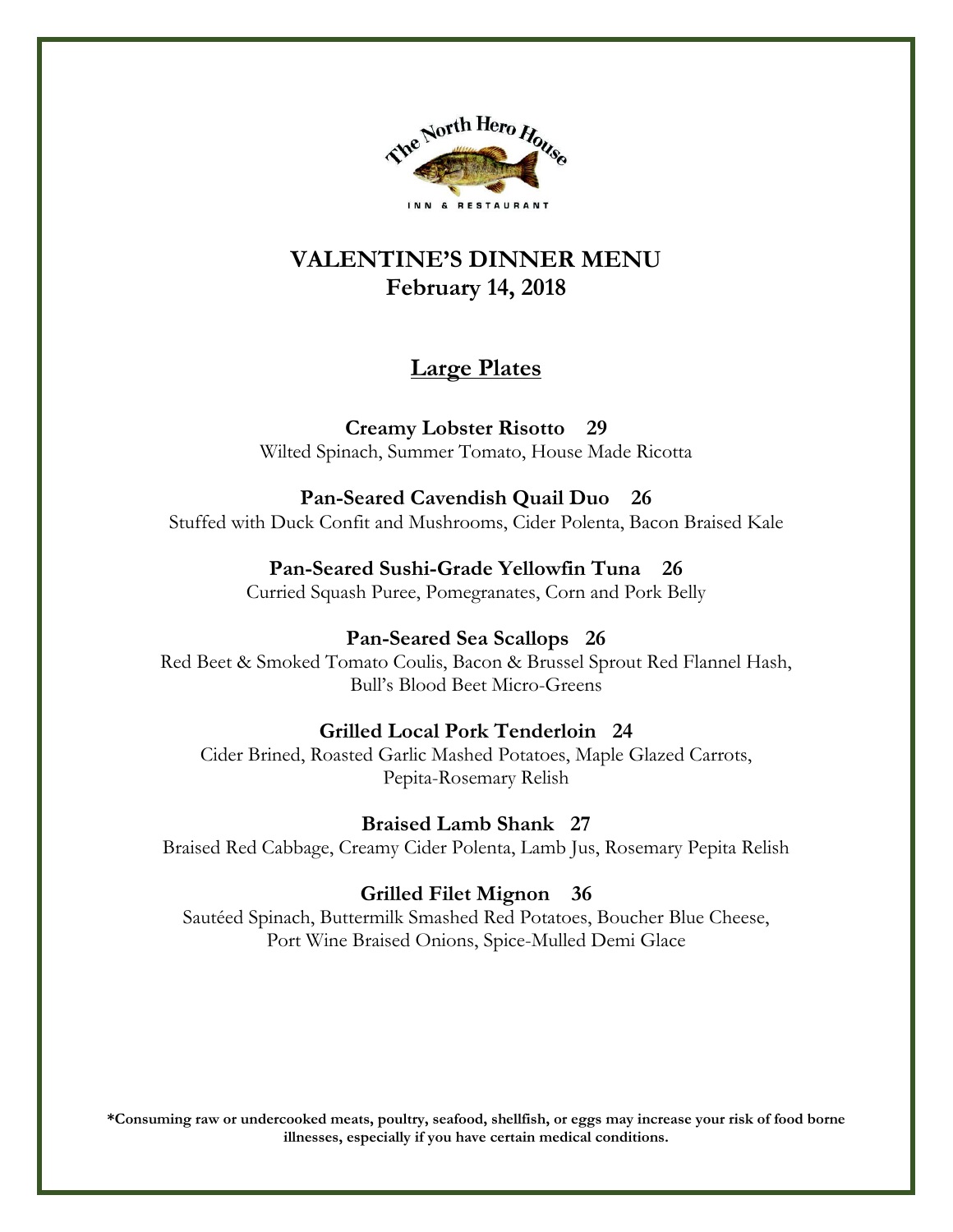The North Hero House

INN & RESTAURANT

# VALENTINE'S DINNER MENU
## February 14, 2018

## Large Plates

**Creamy Lobster Risotto 29**
Wilted Spinach, Summer Tomato, House Made Ricotta

**Pan-Seared Cavendish Quail Duo 26**
Stuffed with Duck Confit and Mushrooms, Cider Polenta, Bacon Braised Kale

**Pan-Seared Sushi-Grade Yellowfin Tuna 26**
Curried Squash Puree, Pomegranates, Corn and Pork Belly

**Pan-Seared Sea Scallops 26**
Red Beet & Smoked Tomato Coulis, Bacon & Brussel Sprout Red Flannel Hash, Bull's Blood Beet Micro-Greens

**Grilled Local Pork Tenderloin 24**
Cider Brined, Roasted Garlic Mashed Potatoes, Maple Glazed Carrots, Pepita-Rosemary Relish

**Braised Lamb Shank 27**
Braised Red Cabbage, Creamy Cider Polenta, Lamb Jus, Rosemary Pepita Relish

**Grilled Filet Mignon 36**
Sautéed Spinach, Buttermilk Smashed Red Potatoes, Boucher Blue Cheese, Port Wine Braised Onions, Spice-Mulled Demi Glace

**\*Consuming raw or undercooked meats, poultry, seafood, shellfish, or eggs may increase your risk of food borne illnesses, especially if you have certain medical conditions.**